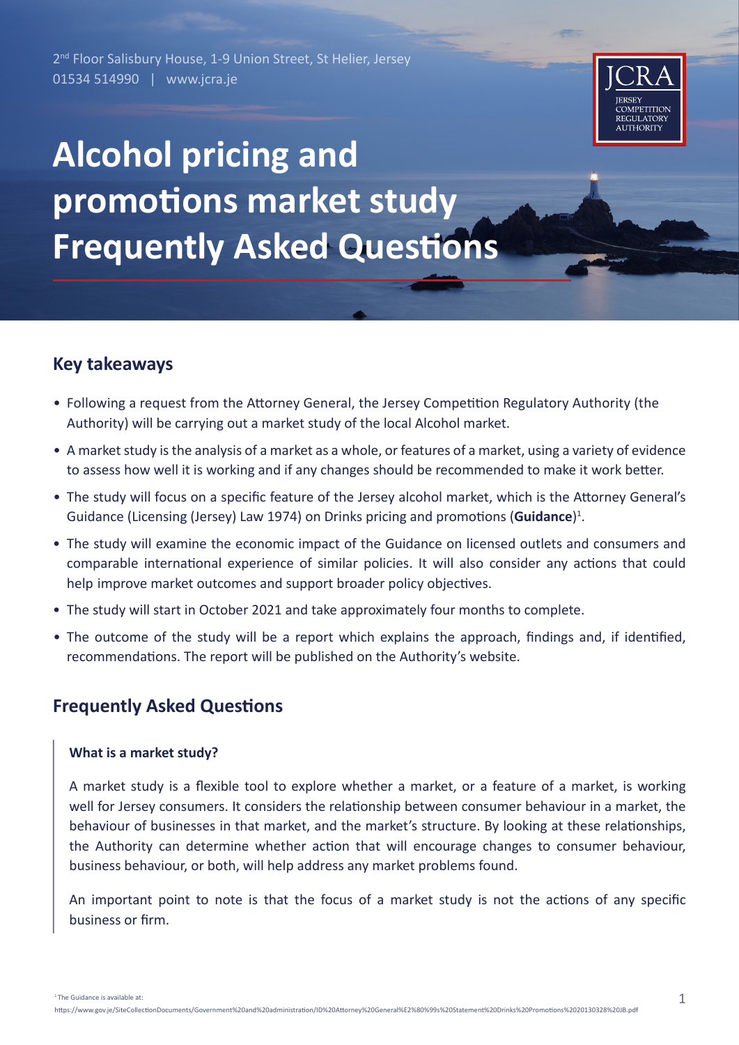2nd Floor Salisbury House, 1-9 Union Street, St Helier, Jersey
01534 514990 | www.jcra.je

JCRA
JERSEY COMPETITION REGULATORY AUTHORITY

# Alcohol pricing and promotions market study Frequently Asked Questions

## Key takeaways

- Following a request from the Attorney General, the Jersey Competition Regulatory Authority (the Authority) will be carrying out a market study of the local Alcohol market.
- A market study is the analysis of a market as a whole, or features of a market, using a variety of evidence to assess how well it is working and if any changes should be recommended to make it work better.
- The study will focus on a specific feature of the Jersey alcohol market, which is the Attorney General's Guidance (Licensing (Jersey) Law 1974) on Drinks pricing and promotions (**Guidance**)[1].
- The study will examine the economic impact of the Guidance on licensed outlets and consumers and comparable international experience of similar policies. It will also consider any actions that could help improve market outcomes and support broader policy objectives.
- The study will start in October 2021 and take approximately four months to complete.
- The outcome of the study will be a report which explains the approach, findings and, if identified, recommendations. The report will be published on the Authority's website.

## Frequently Asked Questions

### What is a market study?

A market study is a flexible tool to explore whether a market, or a feature of a market, is working well for Jersey consumers. It considers the relationship between consumer behaviour in a market, the behaviour of businesses in that market, and the market's structure. By looking at these relationships, the Authority can determine whether action that will encourage changes to consumer behaviour, business behaviour, or both, will help address any market problems found.

An important point to note is that the focus of a market study is not the actions of any specific business or firm.

[1] The Guidance is available at: https://www.gov.je/SiteCollectionDocuments/Government%20and%20administration/ID%20Attorney%20General%E2%80%99s%20Statement%20Drinks%20Promotions%2020130328%20JB.pdf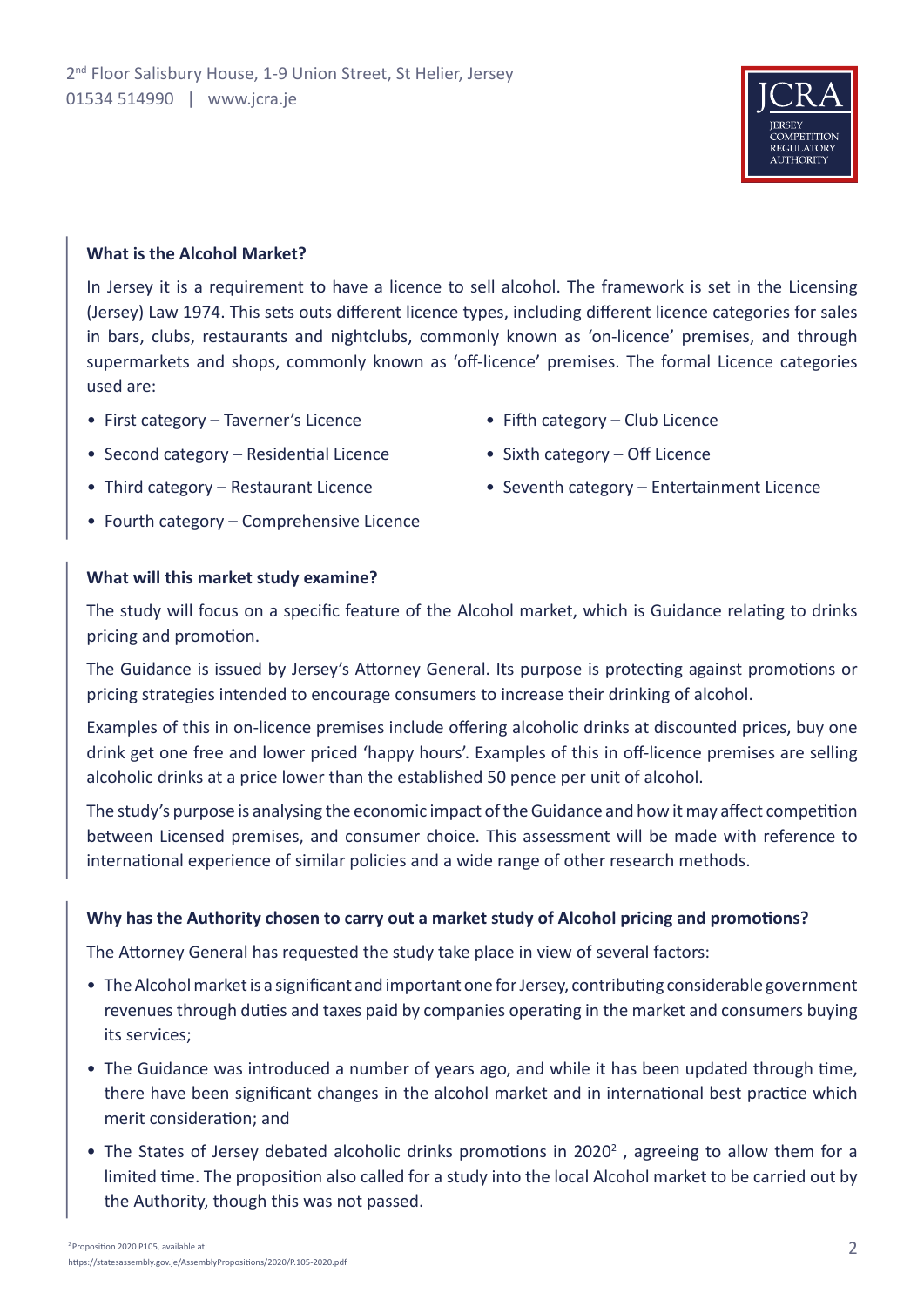## What is the Alcohol Market?

In Jersey it is a requirement to have a licence to sell alcohol. The framework is set in the Licensing (Jersey) Law 1974. This sets outs different licence types, including different licence categories for sales in bars, clubs, restaurants and nightclubs, commonly known as 'on-licence' premises, and through supermarkets and shops, commonly known as 'off-licence' premises. The formal Licence categories used are:

- First category – Taverner's Licence
- Second category – Residential Licence
- Third category – Restaurant Licence
- Fourth category – Comprehensive Licence
- Fifth category – Club Licence
- Sixth category – Off Licence
- Seventh category – Entertainment Licence

## What will this market study examine?

The study will focus on a specific feature of the Alcohol market, which is Guidance relating to drinks pricing and promotion.

The Guidance is issued by Jersey's Attorney General. Its purpose is protecting against promotions or pricing strategies intended to encourage consumers to increase their drinking of alcohol.

Examples of this in on-licence premises include offering alcoholic drinks at discounted prices, buy one drink get one free and lower priced 'happy hours'. Examples of this in off-licence premises are selling alcoholic drinks at a price lower than the established 50 pence per unit of alcohol.

The study's purpose is analysing the economic impact of the Guidance and how it may affect competition between Licensed premises, and consumer choice. This assessment will be made with reference to international experience of similar policies and a wide range of other research methods.

## Why has the Authority chosen to carry out a market study of Alcohol pricing and promotions?

The Attorney General has requested the study take place in view of several factors:

- The Alcohol market is a significant and important one for Jersey, contributing considerable government revenues through duties and taxes paid by companies operating in the market and consumers buying its services;
- The Guidance was introduced a number of years ago, and while it has been updated through time, there have been significant changes in the alcohol market and in international best practice which merit consideration; and
- The States of Jersey debated alcoholic drinks promotions in 2020[2] , agreeing to allow them for a limited time. The proposition also called for a study into the local Alcohol market to be carried out by the Authority, though this was not passed.

[2] Proposition 2020 P105, available at: https://statesassembly.gov.je/AssemblyPropositions/2020/P.105-2020.pdf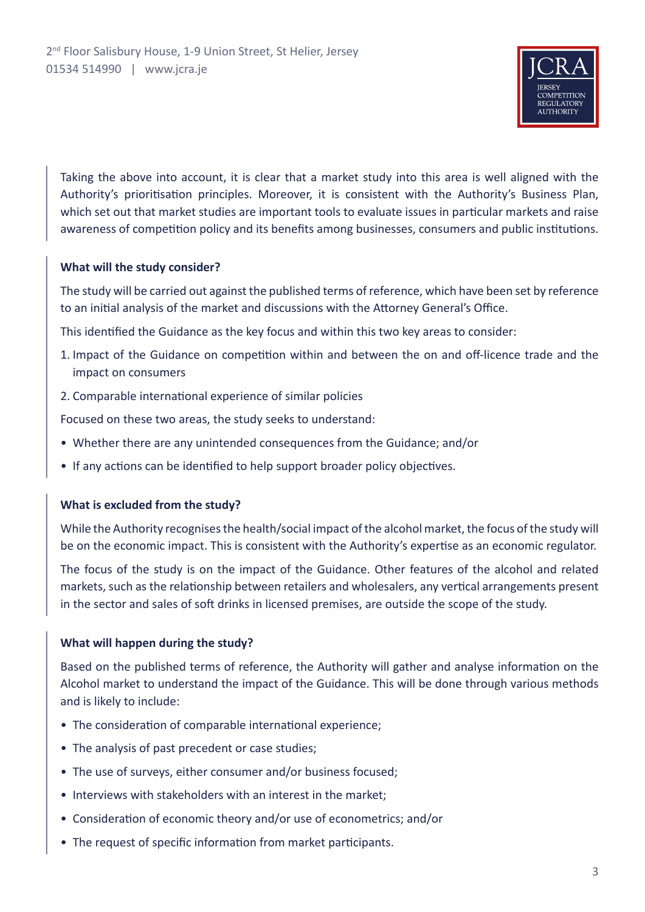Taking the above into account, it is clear that a market study into this area is well aligned with the Authority's prioritisation principles. Moreover, it is consistent with the Authority's Business Plan, which set out that market studies are important tools to evaluate issues in particular markets and raise awareness of competition policy and its benefits among businesses, consumers and public institutions.

**What will the study consider?**

The study will be carried out against the published terms of reference, which have been set by reference to an initial analysis of the market and discussions with the Attorney General's Office.

This identified the Guidance as the key focus and within this two key areas to consider:

1. Impact of the Guidance on competition within and between the on and off-licence trade and the impact on consumers
2. Comparable international experience of similar policies

Focused on these two areas, the study seeks to understand:

- Whether there are any unintended consequences from the Guidance; and/or
- If any actions can be identified to help support broader policy objectives.

**What is excluded from the study?**

While the Authority recognises the health/social impact of the alcohol market, the focus of the study will be on the economic impact. This is consistent with the Authority's expertise as an economic regulator.

The focus of the study is on the impact of the Guidance. Other features of the alcohol and related markets, such as the relationship between retailers and wholesalers, any vertical arrangements present in the sector and sales of soft drinks in licensed premises, are outside the scope of the study.

**What will happen during the study?**

Based on the published terms of reference, the Authority will gather and analyse information on the Alcohol market to understand the impact of the Guidance. This will be done through various methods and is likely to include:

- The consideration of comparable international experience;
- The analysis of past precedent or case studies;
- The use of surveys, either consumer and/or business focused;
- Interviews with stakeholders with an interest in the market;
- Consideration of economic theory and/or use of econometrics; and/or
- The request of specific information from market participants.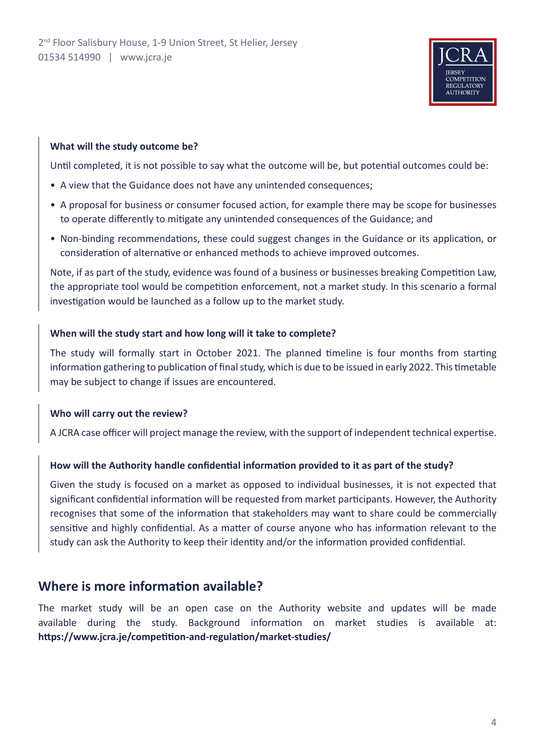### What will the study outcome be?

Until completed, it is not possible to say what the outcome will be, but potential outcomes could be:

- A view that the Guidance does not have any unintended consequences;
- A proposal for business or consumer focused action, for example there may be scope for businesses to operate differently to mitigate any unintended consequences of the Guidance; and
- Non-binding recommendations, these could suggest changes in the Guidance or its application, or consideration of alternative or enhanced methods to achieve improved outcomes.

Note, if as part of the study, evidence was found of a business or businesses breaking Competition Law, the appropriate tool would be competition enforcement, not a market study. In this scenario a formal investigation would be launched as a follow up to the market study.

### When will the study start and how long will it take to complete?

The study will formally start in October 2021. The planned timeline is four months from starting information gathering to publication of final study, which is due to be issued in early 2022. This timetable may be subject to change if issues are encountered.

### Who will carry out the review?

A JCRA case officer will project manage the review, with the support of independent technical expertise.

### How will the Authority handle confidential information provided to it as part of the study?

Given the study is focused on a market as opposed to individual businesses, it is not expected that significant confidential information will be requested from market participants. However, the Authority recognises that some of the information that stakeholders may want to share could be commercially sensitive and highly confidential. As a matter of course anyone who has information relevant to the study can ask the Authority to keep their identity and/or the information provided confidential.

## Where is more information available?

The market study will be an open case on the Authority website and updates will be made available during the study. Background information on market studies is available at: **https://www.jcra.je/competition-and-regulation/market-studies/**